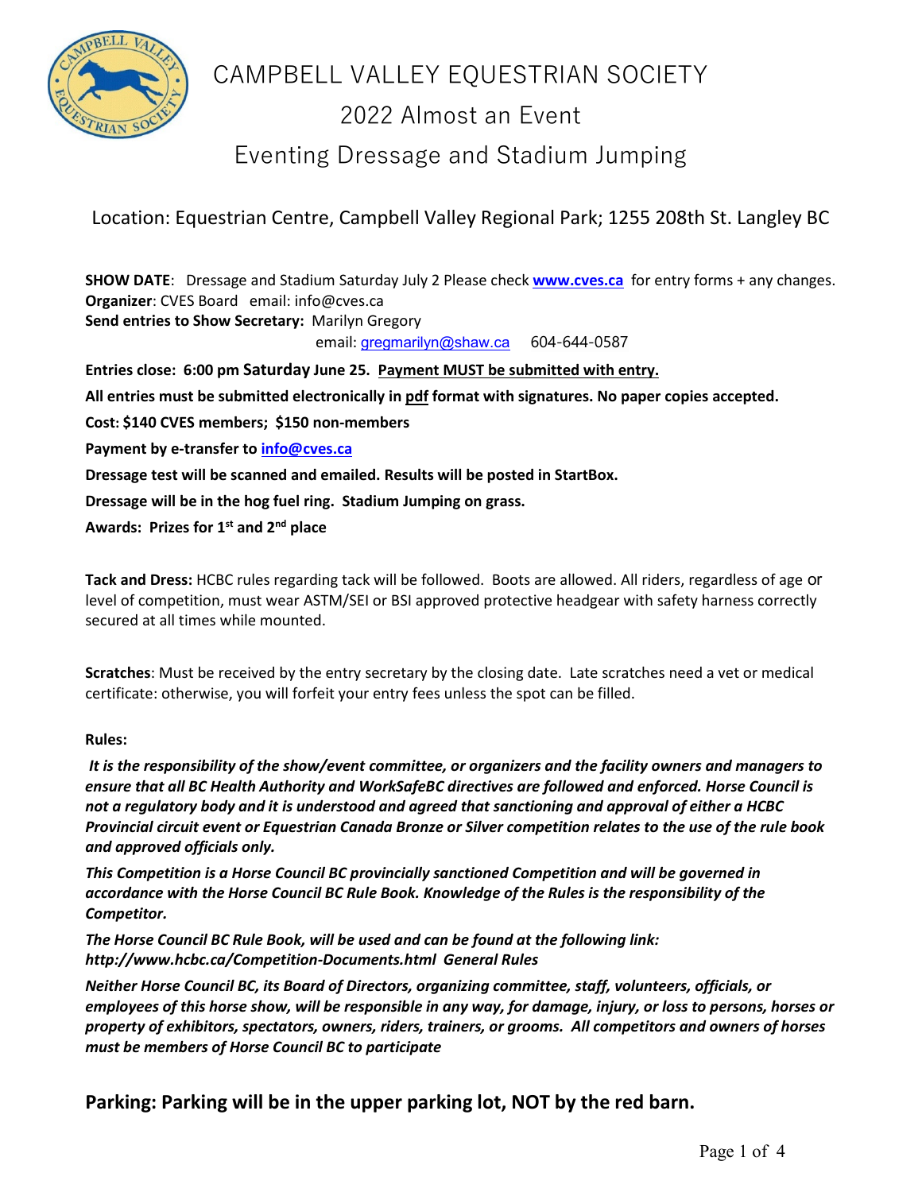# CAMPBELL VALLEY EQUESTRIAN SOCIETY

## 2022 Almost an Event

## Eventing Dressage and Stadium Jumping

Location: Equestrian Centre, Campbell Valley Regional Park; 1255 208th St. Langley BC

**SHOW DATE**: Dressage and Stadium Saturday July 2 Please check **www.cves.ca** for entry forms + any changes.
**Organizer**: CVES Board email: info@cves.ca
**Send entries to Show Secretary:** Marilyn Gregory
email: gregmarilyn@shaw.ca 604-644-0587

**Entries close: 6:00 pm Saturday June 25. Payment MUST be submitted with entry.**

**All entries must be submitted electronically in pdf format with signatures. No paper copies accepted.**

**Cost: $140 CVES members; $150 non-members**

**Payment by e-transfer to info@cves.ca**

**Dressage test will be scanned and emailed. Results will be posted in StartBox.**

**Dressage will be in the hog fuel ring. Stadium Jumping on grass.**

**Awards: Prizes for 1st and 2nd place**

**Tack and Dress:** HCBC rules regarding tack will be followed. Boots are allowed. All riders, regardless of age or level of competition, must wear ASTM/SEI or BSI approved protective headgear with safety harness correctly secured at all times while mounted.

**Scratches**: Must be received by the entry secretary by the closing date. Late scratches need a vet or medical certificate: otherwise, you will forfeit your entry fees unless the spot can be filled.

**Rules:**

***It is the responsibility of the show/event committee, or organizers and the facility owners and managers to ensure that all BC Health Authority and WorkSafeBC directives are followed and enforced. Horse Council is not a regulatory body and it is understood and agreed that sanctioning and approval of either a HCBC Provincial circuit event or Equestrian Canada Bronze or Silver competition relates to the use of the rule book and approved officials only.***

***This Competition is a Horse Council BC provincially sanctioned Competition and will be governed in accordance with the Horse Council BC Rule Book. Knowledge of the Rules is the responsibility of the Competitor.***

***The Horse Council BC Rule Book, will be used and can be found at the following link: http://www.hcbc.ca/Competition-Documents.html General Rules***

***Neither Horse Council BC, its Board of Directors, organizing committee, staff, volunteers, officials, or employees of this horse show, will be responsible in any way, for damage, injury, or loss to persons, horses or property of exhibitors, spectators, owners, riders, trainers, or grooms. All competitors and owners of horses must be members of Horse Council BC to participate***

**Parking: Parking will be in the upper parking lot, NOT by the red barn.**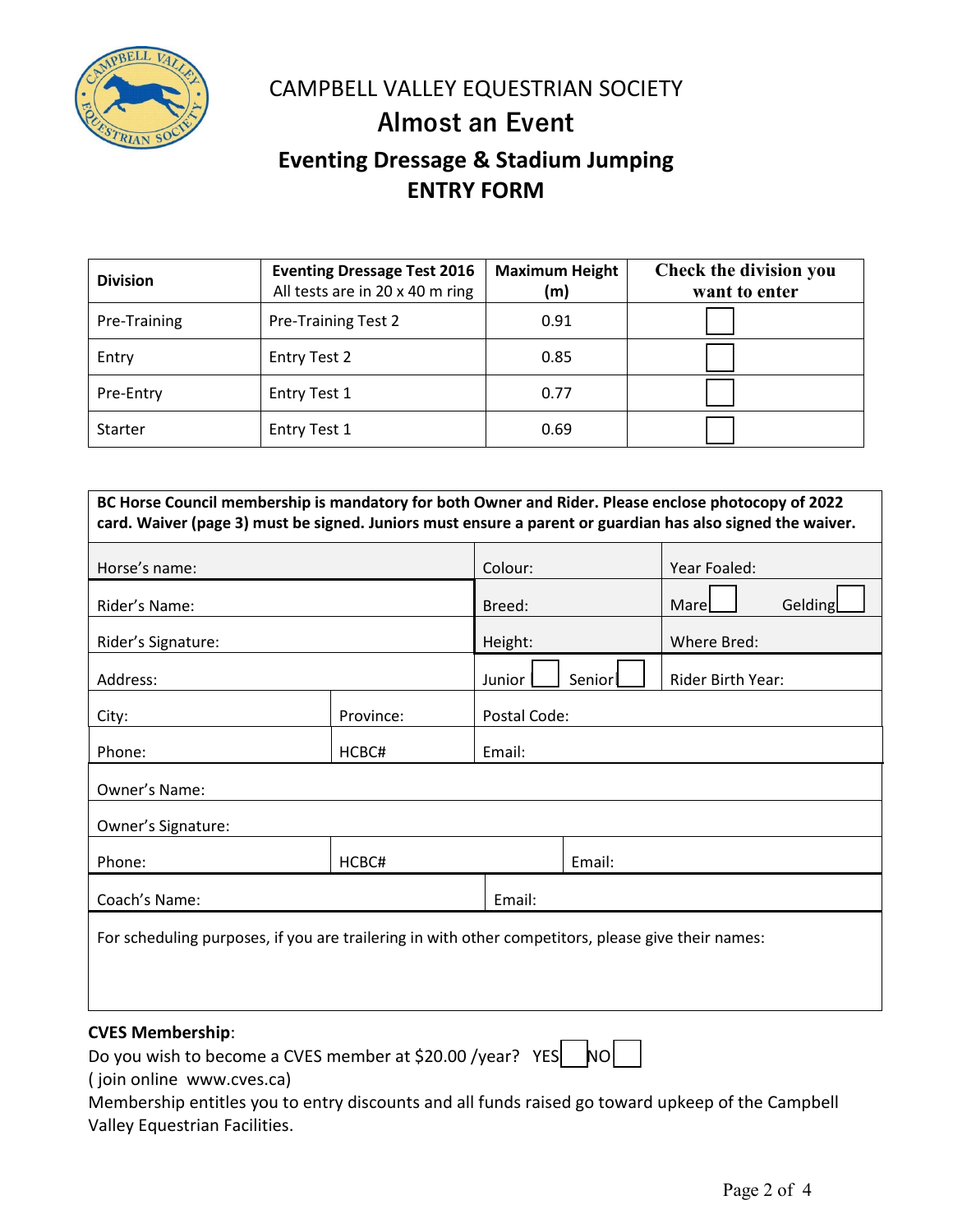# CAMPBELL VALLEY EQUESTRIAN SOCIETY

## Almost an Event

### Eventing Dressage & Stadium Jumping

### ENTRY FORM

| Division | Eventing Dressage Test 2016<br>All tests are in 20 x 40 m ring | Maximum Height (m) | Check the division you want to enter |
|---|---|---|---|
| Pre-Training | Pre-Training Test 2 | 0.91 | ☐ |
| Entry | Entry Test 2 | 0.85 | ☐ |
| Pre-Entry | Entry Test 1 | 0.77 | ☐ |
| Starter | Entry Test 1 | 0.69 | ☐ |

**BC Horse Council membership is mandatory for both Owner and Rider. Please enclose photocopy of 2022 card. Waiver (page 3) must be signed. Juniors must ensure a parent or guardian has also signed the waiver.**

| | | | |
|---|---|---|---|
| Horse's name: | | Colour: | Year Foaled: |
| Rider's Name: | | Breed: | Mare ☐ Gelding ☐ |
| Rider's Signature: | | Height: | Where Bred: |
| Address: | | Junior ☐ Senior ☐ | Rider Birth Year: |
| City: | Province: | Postal Code: | |
| Phone: | HCBC# | Email: | |
| Owner's Name: | | | |
| Owner's Signature: | | | |
| Phone: | HCBC# | Email: | |
| Coach's Name: | | Email: | |

For scheduling purposes, if you are trailering in with other competitors, please give their names:

**CVES Membership**:

Do you wish to become a CVES member at $20.00 /year? YES ☐ NO ☐

( join online www.cves.ca)

Membership entitles you to entry discounts and all funds raised go toward upkeep of the Campbell Valley Equestrian Facilities.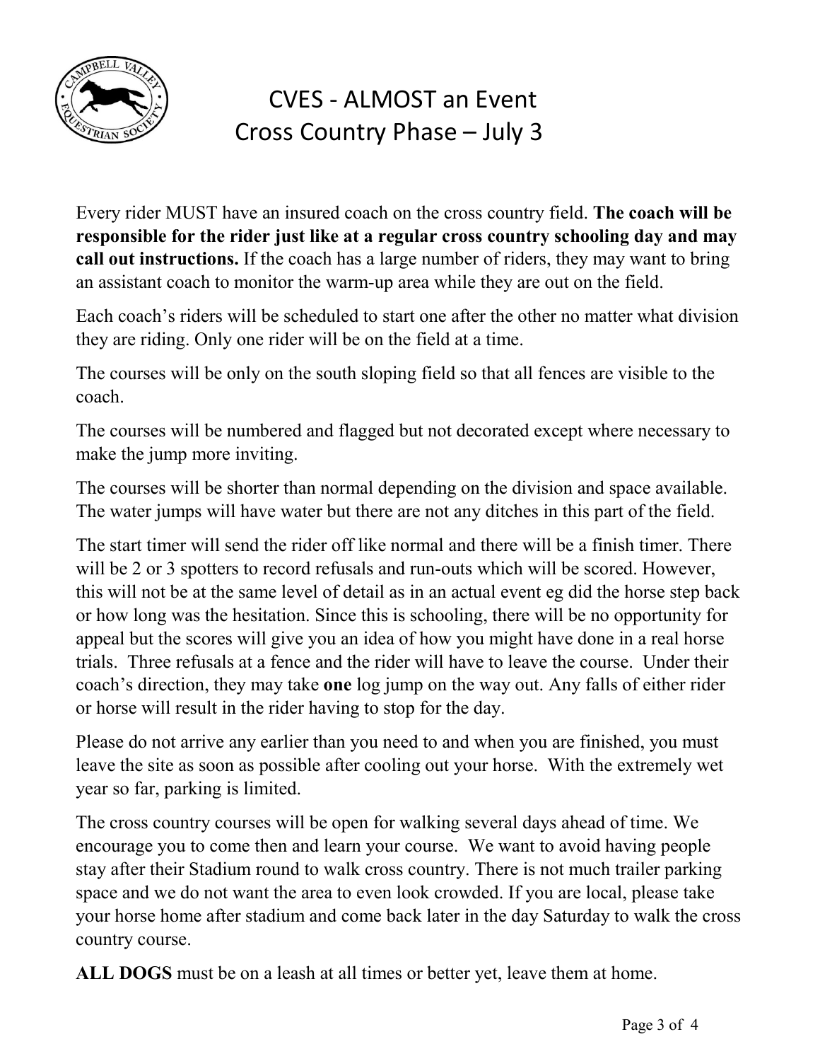# CVES - ALMOST an Event
## Cross Country Phase – July 3

Every rider MUST have an insured coach on the cross country field. **The coach will be responsible for the rider just like at a regular cross country schooling day and may call out instructions.** If the coach has a large number of riders, they may want to bring an assistant coach to monitor the warm-up area while they are out on the field.

Each coach's riders will be scheduled to start one after the other no matter what division they are riding. Only one rider will be on the field at a time.

The courses will be only on the south sloping field so that all fences are visible to the coach.

The courses will be numbered and flagged but not decorated except where necessary to make the jump more inviting.

The courses will be shorter than normal depending on the division and space available. The water jumps will have water but there are not any ditches in this part of the field.

The start timer will send the rider off like normal and there will be a finish timer. There will be 2 or 3 spotters to record refusals and run-outs which will be scored. However, this will not be at the same level of detail as in an actual event eg did the horse step back or how long was the hesitation. Since this is schooling, there will be no opportunity for appeal but the scores will give you an idea of how you might have done in a real horse trials. Three refusals at a fence and the rider will have to leave the course. Under their coach's direction, they may take **one** log jump on the way out. Any falls of either rider or horse will result in the rider having to stop for the day.

Please do not arrive any earlier than you need to and when you are finished, you must leave the site as soon as possible after cooling out your horse. With the extremely wet year so far, parking is limited.

The cross country courses will be open for walking several days ahead of time. We encourage you to come then and learn your course. We want to avoid having people stay after their Stadium round to walk cross country. There is not much trailer parking space and we do not want the area to even look crowded. If you are local, please take your horse home after stadium and come back later in the day Saturday to walk the cross country course.

**ALL DOGS** must be on a leash at all times or better yet, leave them at home.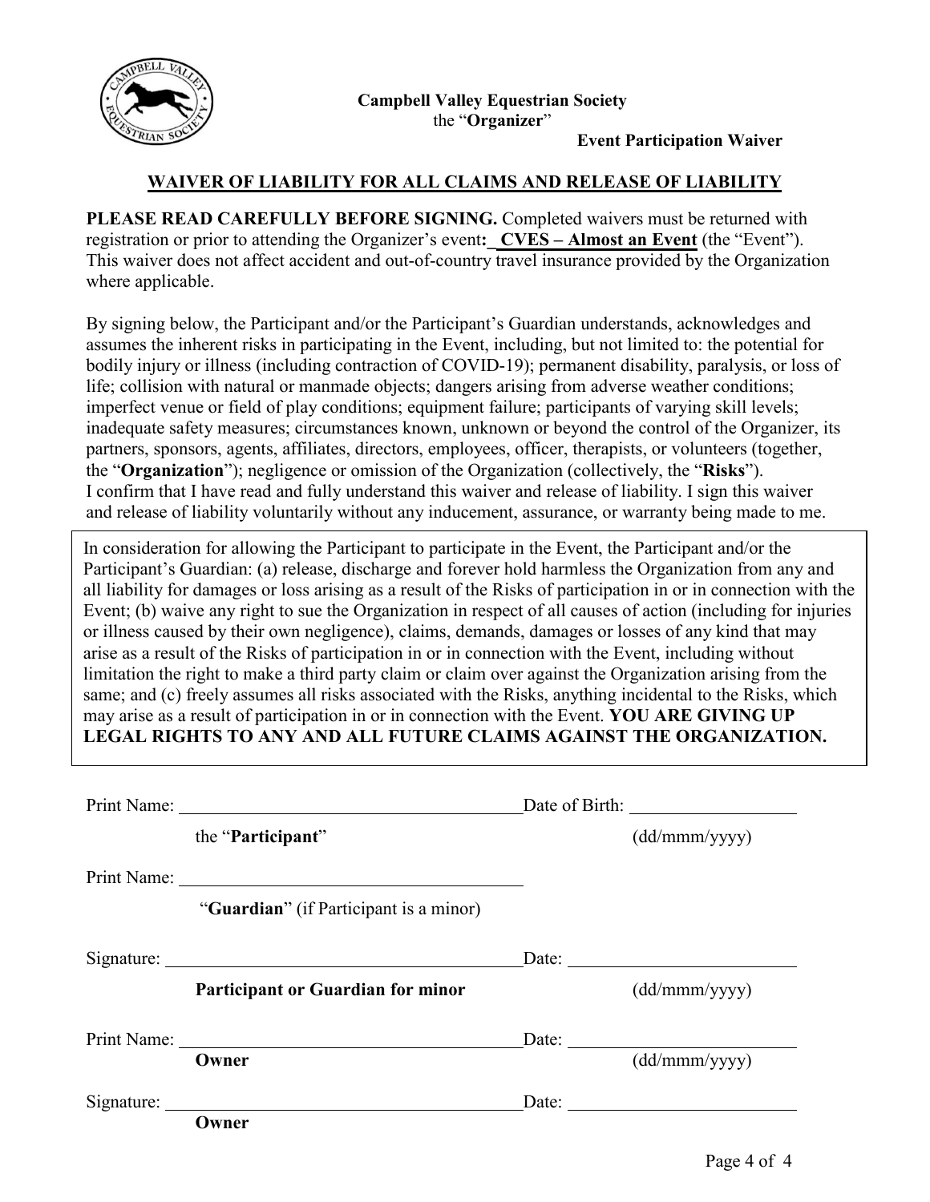**Campbell Valley Equestrian Society**
the "**Organizer**"

**Event Participation Waiver**

## WAIVER OF LIABILITY FOR ALL CLAIMS AND RELEASE OF LIABILITY

**PLEASE READ CAREFULLY BEFORE SIGNING.** Completed waivers must be returned with registration or prior to attending the Organizer's event**: CVES – Almost an Event** (the "Event"). This waiver does not affect accident and out-of-country travel insurance provided by the Organization where applicable.

By signing below, the Participant and/or the Participant's Guardian understands, acknowledges and assumes the inherent risks in participating in the Event, including, but not limited to: the potential for bodily injury or illness (including contraction of COVID-19); permanent disability, paralysis, or loss of life; collision with natural or manmade objects; dangers arising from adverse weather conditions; imperfect venue or field of play conditions; equipment failure; participants of varying skill levels; inadequate safety measures; circumstances known, unknown or beyond the control of the Organizer, its partners, sponsors, agents, affiliates, directors, employees, officer, therapists, or volunteers (together, the "**Organization**"); negligence or omission of the Organization (collectively, the "**Risks**").
I confirm that I have read and fully understand this waiver and release of liability. I sign this waiver and release of liability voluntarily without any inducement, assurance, or warranty being made to me.

In consideration for allowing the Participant to participate in the Event, the Participant and/or the Participant's Guardian: (a) release, discharge and forever hold harmless the Organization from any and all liability for damages or loss arising as a result of the Risks of participation in or in connection with the Event; (b) waive any right to sue the Organization in respect of all causes of action (including for injuries or illness caused by their own negligence), claims, demands, damages or losses of any kind that may arise as a result of the Risks of participation in or in connection with the Event, including without limitation the right to make a third party claim or claim over against the Organization arising from the same; and (c) freely assumes all risks associated with the Risks, anything incidental to the Risks, which may arise as a result of participation in or in connection with the Event. **YOU ARE GIVING UP LEGAL RIGHTS TO ANY AND ALL FUTURE CLAIMS AGAINST THE ORGANIZATION.**

Print Name: ______________________________ Date of Birth: ______________
the "**Participant**" (dd/mmm/yyyy)

Print Name: ______________________________
"**Guardian**" (if Participant is a minor)

Signature: ______________________________ Date: ______________
**Participant or Guardian for minor** (dd/mmm/yyyy)

Print Name: ______________________________ Date: ______________
**Owner** (dd/mmm/yyyy)

Signature: ______________________________ Date: ______________
**Owner**